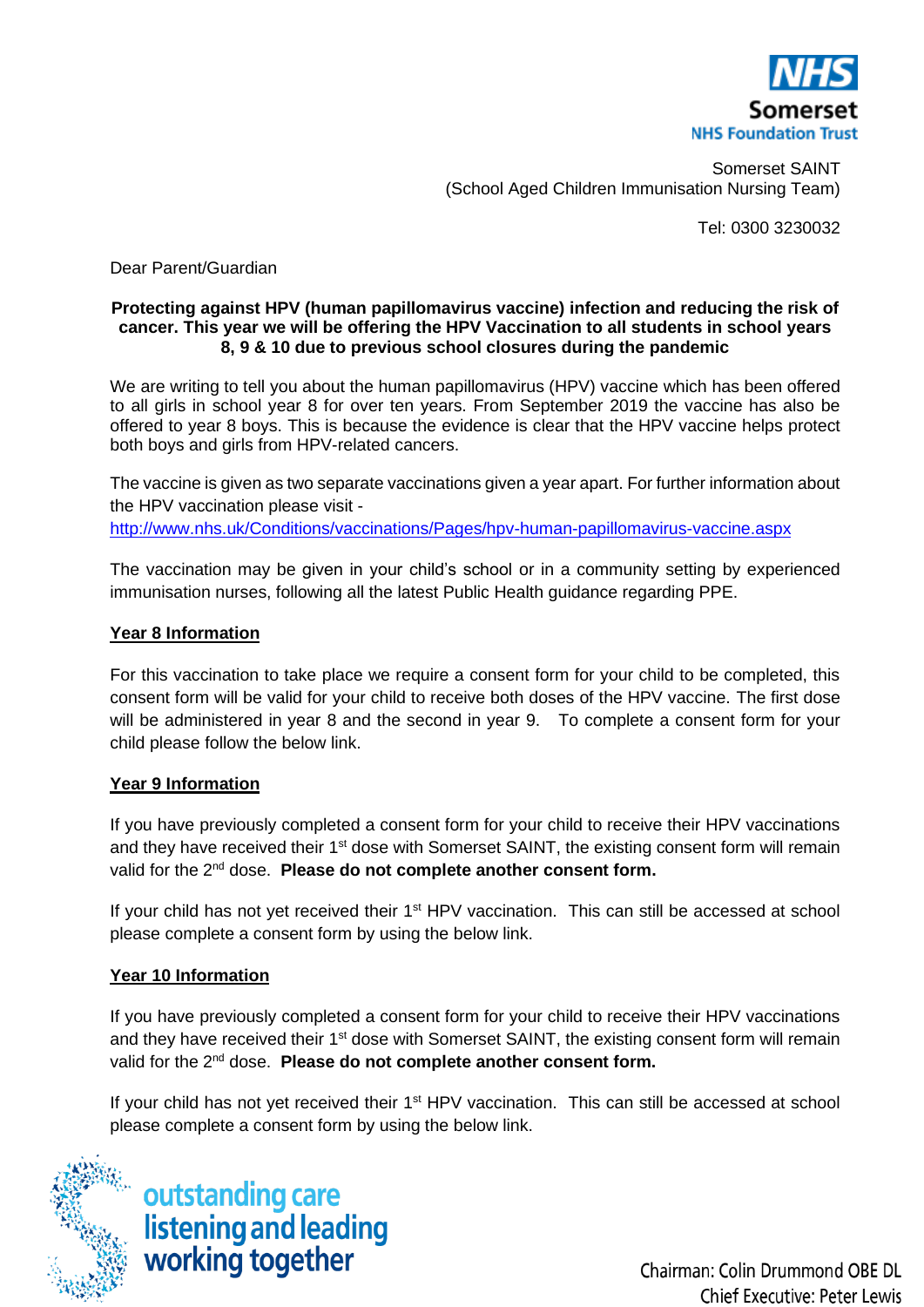NHS Somerset NHS Foundation Trust

Somerset SAINT
(School Aged Children Immunisation Nursing Team)

Tel: 0300 3230032

Dear Parent/Guardian

**Protecting against HPV (human papillomavirus vaccine) infection and reducing the risk of cancer. This year we will be offering the HPV Vaccination to all students in school years 8, 9 & 10 due to previous school closures during the pandemic**

We are writing to tell you about the human papillomavirus (HPV) vaccine which has been offered to all girls in school year 8 for over ten years. From September 2019 the vaccine has also be offered to year 8 boys. This is because the evidence is clear that the HPV vaccine helps protect both boys and girls from HPV-related cancers.

The vaccine is given as two separate vaccinations given a year apart. For further information about the HPV vaccination please visit -
http://www.nhs.uk/Conditions/vaccinations/Pages/hpv-human-papillomavirus-vaccine.aspx

The vaccination may be given in your child's school or in a community setting by experienced immunisation nurses, following all the latest Public Health guidance regarding PPE.

**Year 8 Information**

For this vaccination to take place we require a consent form for your child to be completed, this consent form will be valid for your child to receive both doses of the HPV vaccine. The first dose will be administered in year 8 and the second in year 9. To complete a consent form for your child please follow the below link.

**Year 9 Information**

If you have previously completed a consent form for your child to receive their HPV vaccinations and they have received their 1st dose with Somerset SAINT, the existing consent form will remain valid for the 2nd dose. **Please do not complete another consent form.**

If your child has not yet received their 1st HPV vaccination. This can still be accessed at school please complete a consent form by using the below link.

**Year 10 Information**

If you have previously completed a consent form for your child to receive their HPV vaccinations and they have received their 1st dose with Somerset SAINT, the existing consent form will remain valid for the 2nd dose. **Please do not complete another consent form.**

If your child has not yet received their 1st HPV vaccination. This can still be accessed at school please complete a consent form by using the below link.

outstanding care
listening and leading
working together

Chairman: Colin Drummond OBE DL
Chief Executive: Peter Lewis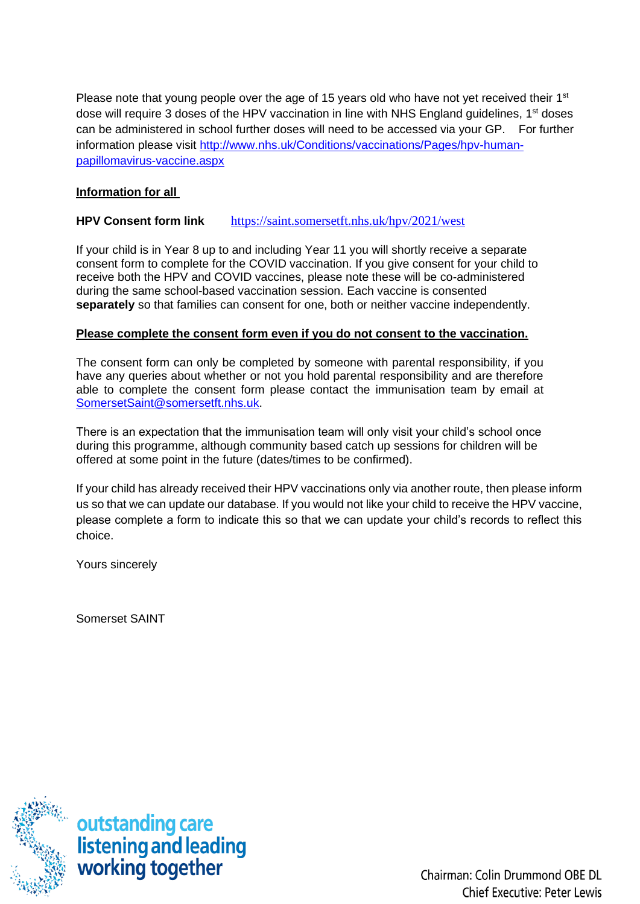Please note that young people over the age of 15 years old who have not yet received their 1st dose will require 3 doses of the HPV vaccination in line with NHS England guidelines, 1st doses can be administered in school further doses will need to be accessed via your GP. For further information please visit http://www.nhs.uk/Conditions/vaccinations/Pages/hpv-human-papillomavirus-vaccine.aspx

**Information for all**

**HPV Consent form link** https://saint.somersetft.nhs.uk/hpv/2021/west

If your child is in Year 8 up to and including Year 11 you will shortly receive a separate consent form to complete for the COVID vaccination. If you give consent for your child to receive both the HPV and COVID vaccines, please note these will be co-administered during the same school-based vaccination session. Each vaccine is consented **separately** so that families can consent for one, both or neither vaccine independently.

**Please complete the consent form even if you do not consent to the vaccination.**

The consent form can only be completed by someone with parental responsibility, if you have any queries about whether or not you hold parental responsibility and are therefore able to complete the consent form please contact the immunisation team by email at SomersetSaint@somersetft.nhs.uk.

There is an expectation that the immunisation team will only visit your child's school once during this programme, although community based catch up sessions for children will be offered at some point in the future (dates/times to be confirmed).

If your child has already received their HPV vaccinations only via another route, then please inform us so that we can update our database. If you would not like your child to receive the HPV vaccine, please complete a form to indicate this so that we can update your child's records to reflect this choice.

Yours sincerely

Somerset SAINT

outstanding care
listening and leading
working together

Chairman: Colin Drummond OBE DL
Chief Executive: Peter Lewis